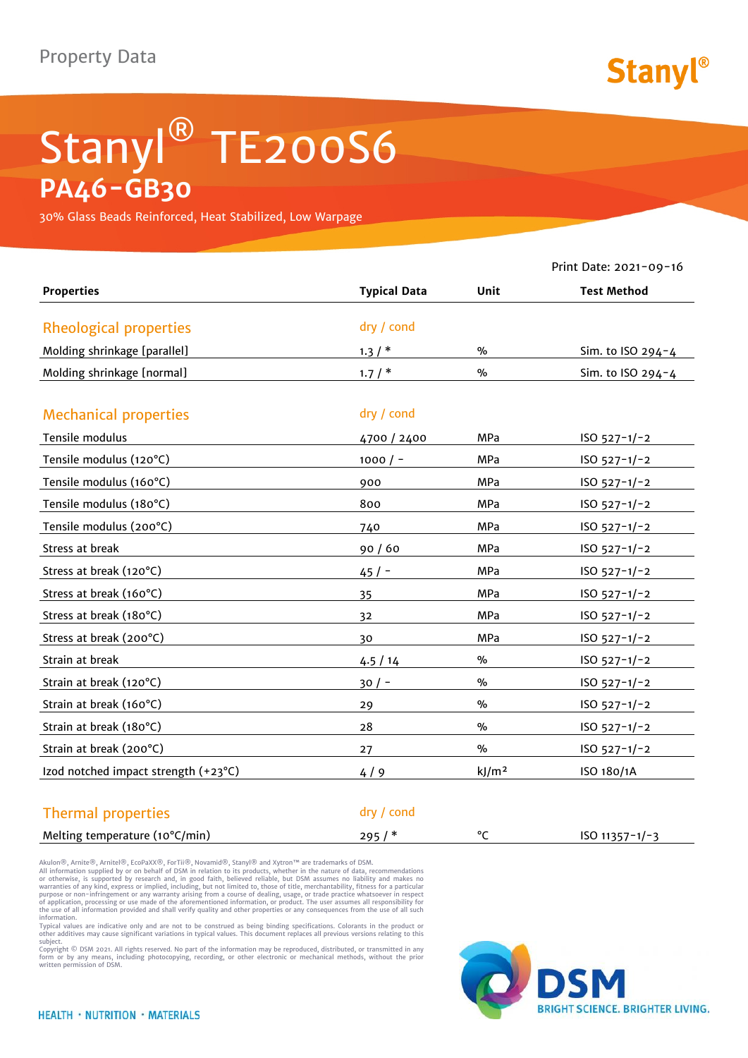Property Data

Stanyl®

# Stanyl® TE200S6

## PA46-GB30

30% Glass Beads Reinforced, Heat Stabilized, Low Warpage

Print Date: 2021-09-16

| Properties | Typical Data | Unit | Test Method |
|---|---|---|---|
| **Rheological properties** | dry / cond | | |
| Molding shrinkage [parallel] | 1.3 / * | % | Sim. to ISO 294-4 |
| Molding shrinkage [normal] | 1.7 / * | % | Sim. to ISO 294-4 |
| **Mechanical properties** | dry / cond | | |
| Tensile modulus | 4700 / 2400 | MPa | ISO 527-1/-2 |
| Tensile modulus (120°C) | 1000 / - | MPa | ISO 527-1/-2 |
| Tensile modulus (160°C) | 900 | MPa | ISO 527-1/-2 |
| Tensile modulus (180°C) | 800 | MPa | ISO 527-1/-2 |
| Tensile modulus (200°C) | 740 | MPa | ISO 527-1/-2 |
| Stress at break | 90 / 60 | MPa | ISO 527-1/-2 |
| Stress at break (120°C) | 45 / - | MPa | ISO 527-1/-2 |
| Stress at break (160°C) | 35 | MPa | ISO 527-1/-2 |
| Stress at break (180°C) | 32 | MPa | ISO 527-1/-2 |
| Stress at break (200°C) | 30 | MPa | ISO 527-1/-2 |
| Strain at break | 4.5 / 14 | % | ISO 527-1/-2 |
| Strain at break (120°C) | 30 / - | % | ISO 527-1/-2 |
| Strain at break (160°C) | 29 | % | ISO 527-1/-2 |
| Strain at break (180°C) | 28 | % | ISO 527-1/-2 |
| Strain at break (200°C) | 27 | % | ISO 527-1/-2 |
| Izod notched impact strength (+23°C) | 4 / 9 | kJ/m² | ISO 180/1A |
| **Thermal properties** | dry / cond | | |
| Melting temperature (10°C/min) | 295 / * | °C | ISO 11357-1/-3 |

Akulon®, Arnite®, Arnitel®, EcoPaXX®, ForTii®, Novamid®, Stanyl® and Xytron™ are trademarks of DSM.
All information supplied by or on behalf of DSM in relation to its products, whether in the nature of data, recommendations or otherwise, is supported by research and, in good faith, believed reliable, but DSM assumes no liability and makes no warranties of any kind, express or implied, including, but not limited to, those of title, merchantability, fitness for a particular purpose or non-infringement or any warranty arising from a course of dealing, usage, or trade practice whatsoever in respect of application, processing or use made of the aforementioned information, or product. The user assumes all responsibility for the use of all information provided and shall verify quality and other properties or any consequences from the use of all such information.
Typical values are indicative only and are not to be construed as being binding specifications. Colorants in the product or other additives may cause significant variations in typical values. This document replaces all previous versions relating to this subject.
Copyright © DSM 2021. All rights reserved. No part of the information may be reproduced, distributed, or transmitted in any form or by any means, including photocopying, recording, or other electronic or mechanical methods, without the prior written permission of DSM.

HEALTH · NUTRITION · MATERIALS

DSM BRIGHT SCIENCE. BRIGHTER LIVING.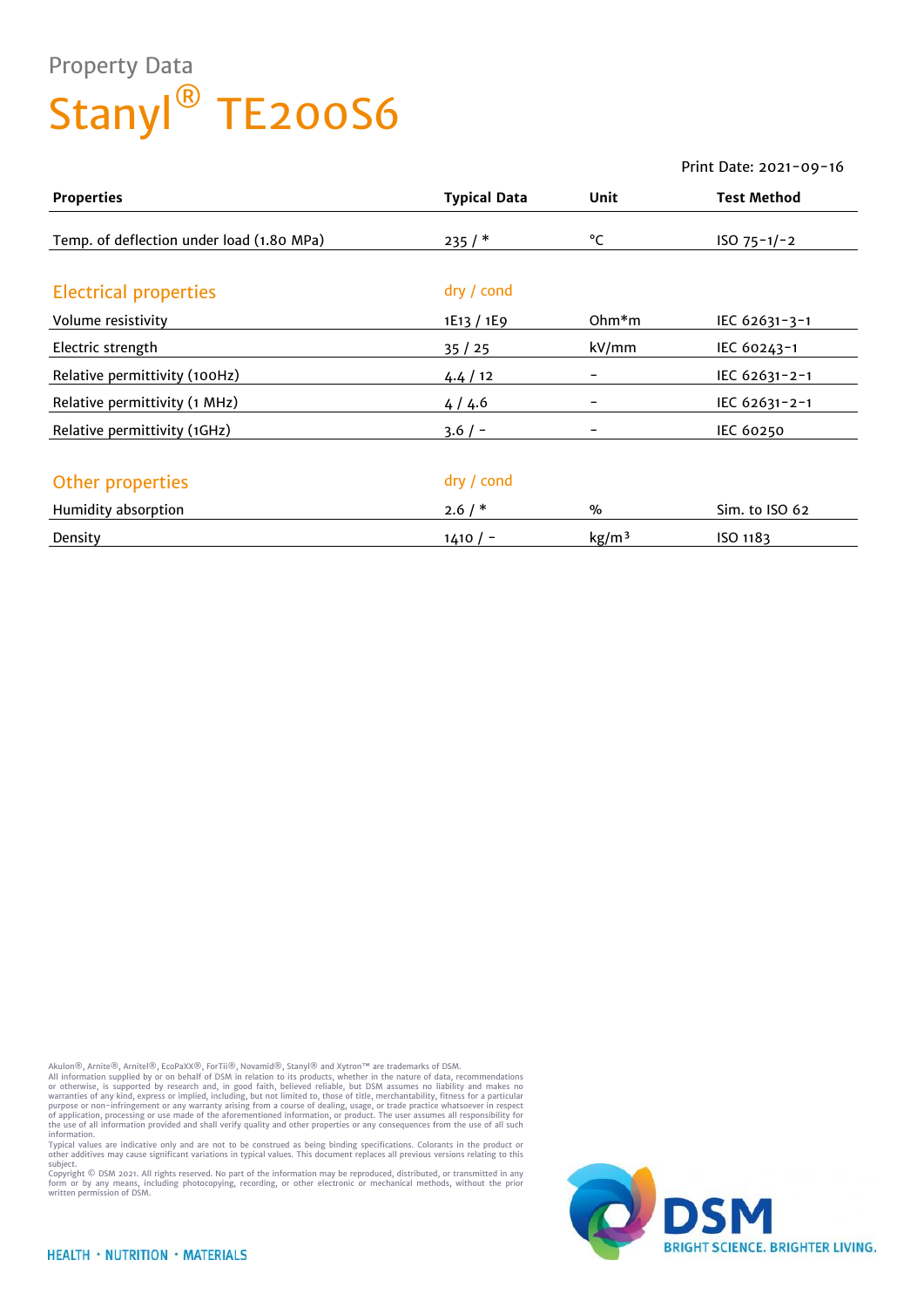Property Data

# Stanyl® TE200S6

Print Date: 2021-09-16

| Properties | Typical Data | Unit | Test Method |
|---|---|---|---|
| Temp. of deflection under load (1.80 MPa) | 235 / * | °C | ISO 75-1/-2 |

| Electrical properties | dry / cond | | |
|---|---|---|---|
| Volume resistivity | 1E13 / 1E9 | Ohm*m | IEC 62631-3-1 |
| Electric strength | 35 / 25 | kV/mm | IEC 60243-1 |
| Relative permittivity (100Hz) | 4.4 / 12 | - | IEC 62631-2-1 |
| Relative permittivity (1 MHz) | 4 / 4.6 | - | IEC 62631-2-1 |
| Relative permittivity (1GHz) | 3.6 / - | - | IEC 60250 |

| Other properties | dry / cond | | |
|---|---|---|---|
| Humidity absorption | 2.6 / * | % | Sim. to ISO 62 |
| Density | 1410 / - | kg/m³ | ISO 1183 |

Akulon®, Arnite®, Arnitel®, EcoPaXX®, ForTii®, Novamid®, Stanyl® and Xytron™ are trademarks of DSM.
All information supplied by or on behalf of DSM in relation to its products, whether in the nature of data, recommendations or otherwise, is supported by research and, in good faith, believed reliable, but DSM assumes no liability and makes no warranties of any kind, express or implied, including, but not limited to, those of title, merchantability, fitness for a particular purpose or non-infringement or any warranty arising from a course of dealing, usage, or trade practice whatsoever in respect of application, processing or use made of the aforementioned information, or product. The user assumes all responsibility for the use of all information provided and shall verify quality and other properties or any consequences from the use of all such information.
Typical values are indicative only and are not to be construed as being binding specifications. Colorants in the product or other additives may cause significant variations in typical values. This document replaces all previous versions relating to this subject.
Copyright © DSM 2021. All rights reserved. No part of the information may be reproduced, distributed, or transmitted in any form or by any means, including photocopying, recording, or other electronic or mechanical methods, without the prior written permission of DSM.

HEALTH · NUTRITION · MATERIALS

DSM
BRIGHT SCIENCE. BRIGHTER LIVING.